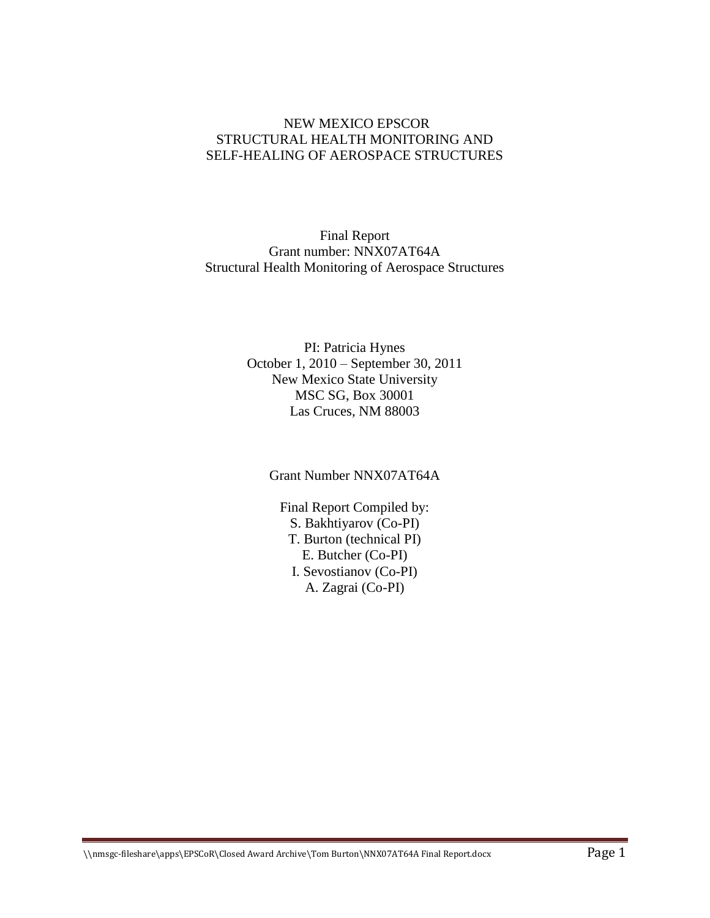# NEW MEXICO EPSCOR
# STRUCTURAL HEALTH MONITORING AND SELF-HEALING OF AEROSPACE STRUCTURES

Final Report
Grant number: NNX07AT64A
Structural Health Monitoring of Aerospace Structures

PI: Patricia Hynes
October 1, 2010 – September 30, 2011
New Mexico State University
MSC SG, Box 30001
Las Cruces, NM 88003

Grant Number NNX07AT64A

Final Report Compiled by:
S. Bakhtiyarov (Co-PI)
T. Burton (technical PI)
E. Butcher (Co-PI)
I. Sevostianov (Co-PI)
A. Zagrai (Co-PI)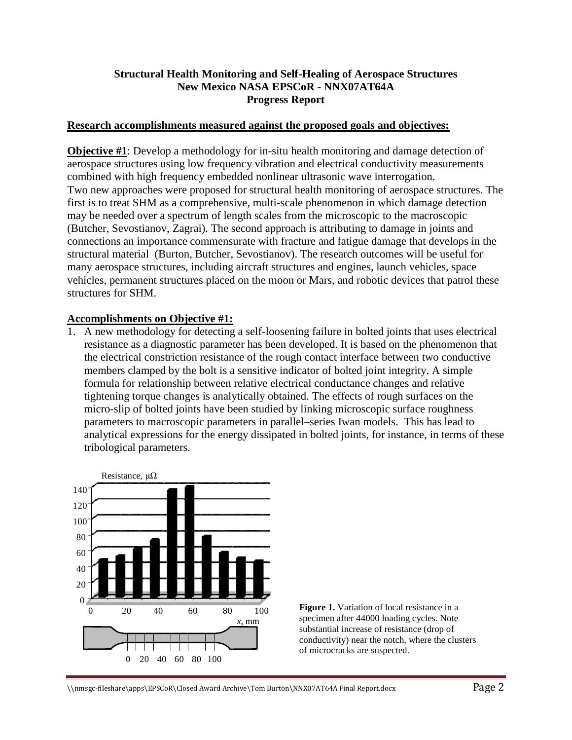**Structural Health Monitoring and Self-Healing of Aerospace Structures**
**New Mexico NASA EPSCoR - NNX07AT64A**
**Progress Report**

## Research accomplishments measured against the proposed goals and objectives:

**Objective #1**: Develop a methodology for in-situ health monitoring and damage detection of aerospace structures using low frequency vibration and electrical conductivity measurements combined with high frequency embedded nonlinear ultrasonic wave interrogation.
Two new approaches were proposed for structural health monitoring of aerospace structures. The first is to treat SHM as a comprehensive, multi-scale phenomenon in which damage detection may be needed over a spectrum of length scales from the microscopic to the macroscopic (Butcher, Sevostianov, Zagrai). The second approach is attributing to damage in joints and connections an importance commensurate with fracture and fatigue damage that develops in the structural material (Burton, Butcher, Sevostianov). The research outcomes will be useful for many aerospace structures, including aircraft structures and engines, launch vehicles, space vehicles, permanent structures placed on the moon or Mars, and robotic devices that patrol these structures for SHM.

## Accomplishments on Objective #1:

1. A new methodology for detecting a self-loosening failure in bolted joints that uses electrical resistance as a diagnostic parameter has been developed. It is based on the phenomenon that the electrical constriction resistance of the rough contact interface between two conductive members clamped by the bolt is a sensitive indicator of bolted joint integrity. A simple formula for relationship between relative electrical conductance changes and relative tightening torque changes is analytically obtained. The effects of rough surfaces on the micro-slip of bolted joints have been studied by linking microscopic surface roughness parameters to macroscopic parameters in parallel–series Iwan models. This has lead to analytical expressions for the energy dissipated in bolted joints, for instance, in terms of these tribological parameters.

**Figure 1.** Variation of local resistance in a specimen after 44000 loading cycles. Note substantial increase of resistance (drop of conductivity) near the notch, where the clusters of microcracks are suspected.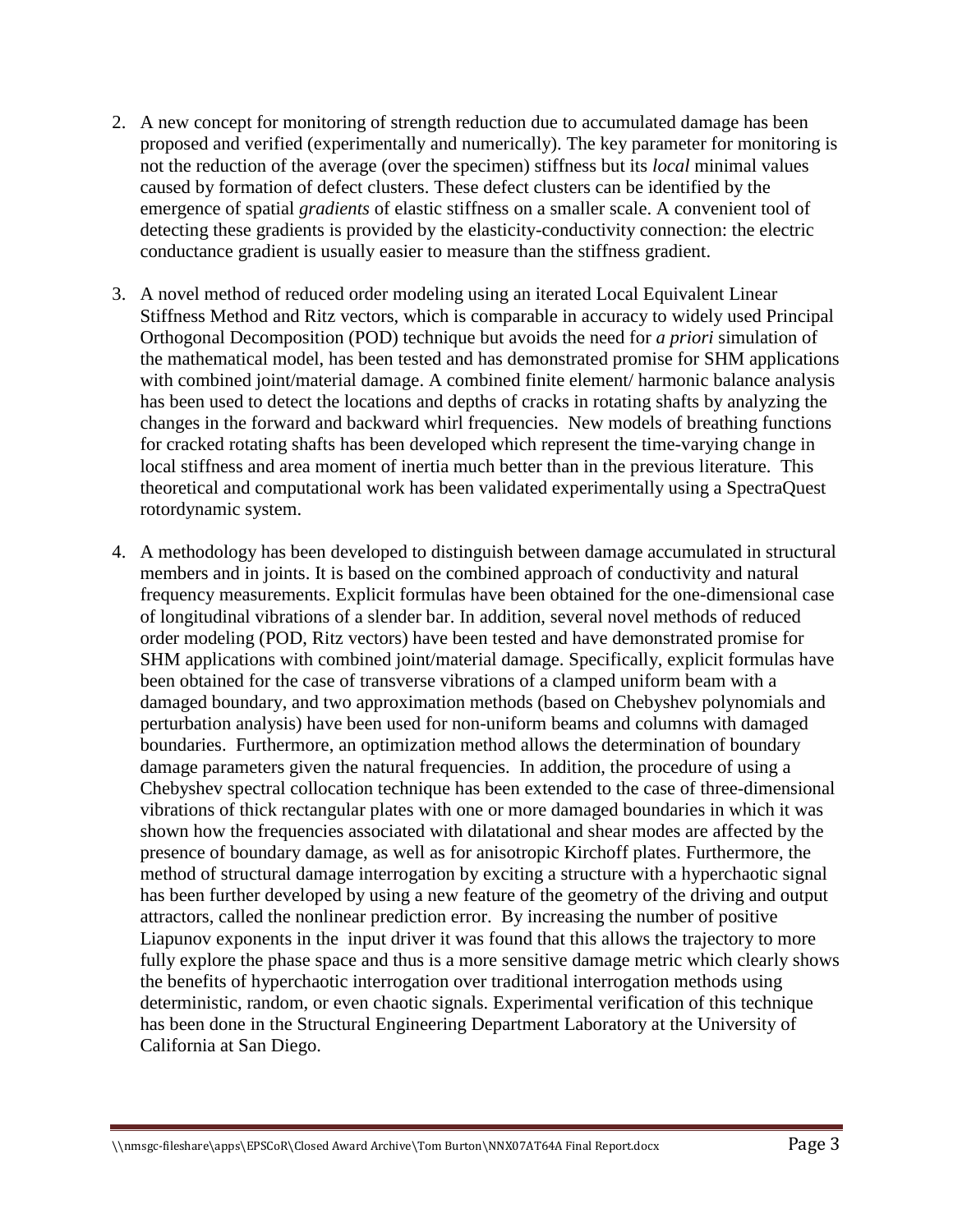2. A new concept for monitoring of strength reduction due to accumulated damage has been proposed and verified (experimentally and numerically). The key parameter for monitoring is not the reduction of the average (over the specimen) stiffness but its *local* minimal values caused by formation of defect clusters. These defect clusters can be identified by the emergence of spatial *gradients* of elastic stiffness on a smaller scale. A convenient tool of detecting these gradients is provided by the elasticity-conductivity connection: the electric conductance gradient is usually easier to measure than the stiffness gradient.

3. A novel method of reduced order modeling using an iterated Local Equivalent Linear Stiffness Method and Ritz vectors, which is comparable in accuracy to widely used Principal Orthogonal Decomposition (POD) technique but avoids the need for *a priori* simulation of the mathematical model, has been tested and has demonstrated promise for SHM applications with combined joint/material damage. A combined finite element/ harmonic balance analysis has been used to detect the locations and depths of cracks in rotating shafts by analyzing the changes in the forward and backward whirl frequencies. New models of breathing functions for cracked rotating shafts has been developed which represent the time-varying change in local stiffness and area moment of inertia much better than in the previous literature. This theoretical and computational work has been validated experimentally using a SpectraQuest rotordynamic system.

4. A methodology has been developed to distinguish between damage accumulated in structural members and in joints. It is based on the combined approach of conductivity and natural frequency measurements. Explicit formulas have been obtained for the one-dimensional case of longitudinal vibrations of a slender bar. In addition, several novel methods of reduced order modeling (POD, Ritz vectors) have been tested and have demonstrated promise for SHM applications with combined joint/material damage. Specifically, explicit formulas have been obtained for the case of transverse vibrations of a clamped uniform beam with a damaged boundary, and two approximation methods (based on Chebyshev polynomials and perturbation analysis) have been used for non-uniform beams and columns with damaged boundaries. Furthermore, an optimization method allows the determination of boundary damage parameters given the natural frequencies. In addition, the procedure of using a Chebyshev spectral collocation technique has been extended to the case of three-dimensional vibrations of thick rectangular plates with one or more damaged boundaries in which it was shown how the frequencies associated with dilatational and shear modes are affected by the presence of boundary damage, as well as for anisotropic Kirchoff plates. Furthermore, the method of structural damage interrogation by exciting a structure with a hyperchaotic signal has been further developed by using a new feature of the geometry of the driving and output attractors, called the nonlinear prediction error. By increasing the number of positive Liapunov exponents in the input driver it was found that this allows the trajectory to more fully explore the phase space and thus is a more sensitive damage metric which clearly shows the benefits of hyperchaotic interrogation over traditional interrogation methods using deterministic, random, or even chaotic signals. Experimental verification of this technique has been done in the Structural Engineering Department Laboratory at the University of California at San Diego.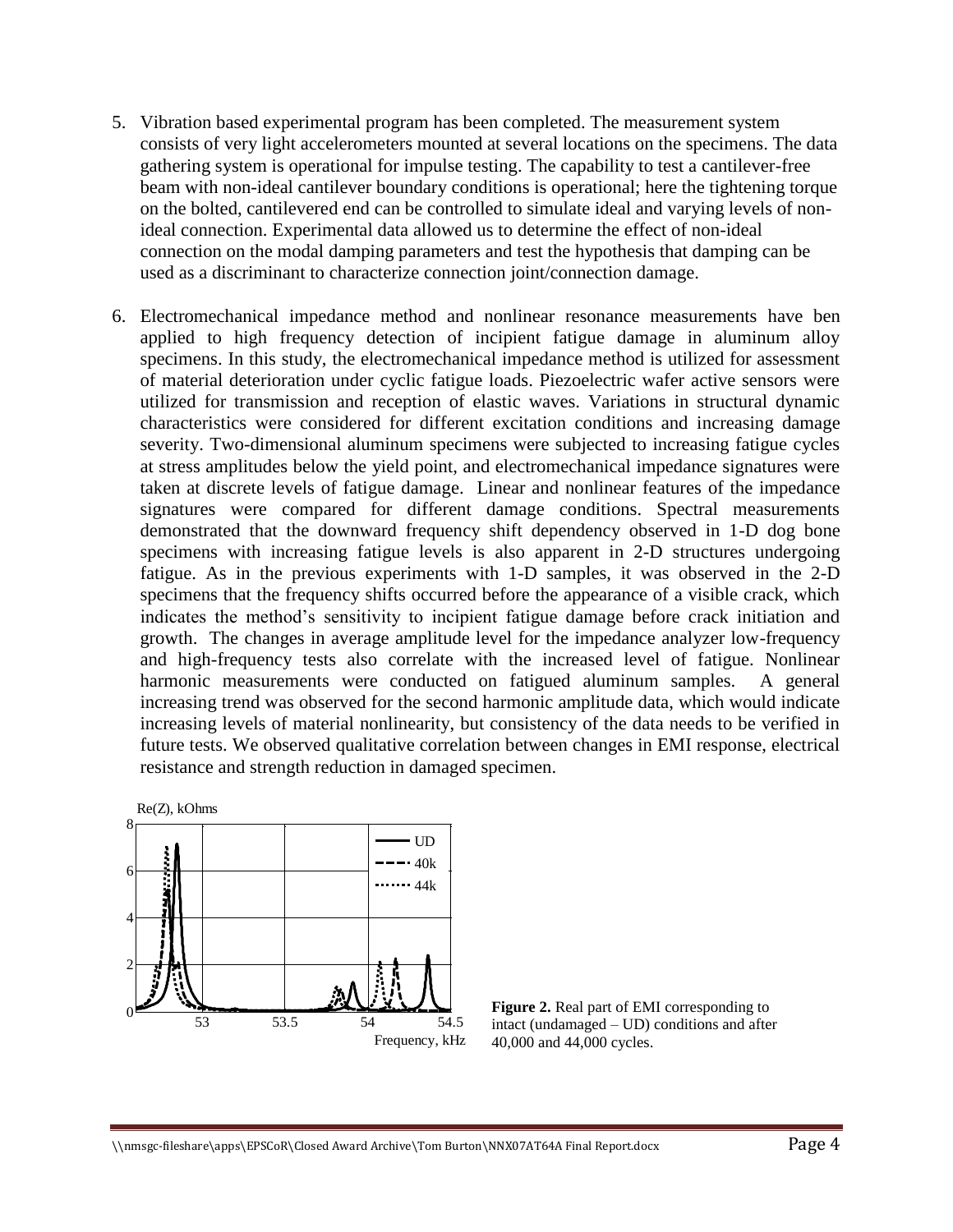5. Vibration based experimental program has been completed. The measurement system consists of very light accelerometers mounted at several locations on the specimens. The data gathering system is operational for impulse testing. The capability to test a cantilever-free beam with non-ideal cantilever boundary conditions is operational; here the tightening torque on the bolted, cantilevered end can be controlled to simulate ideal and varying levels of non-ideal connection. Experimental data allowed us to determine the effect of non-ideal connection on the modal damping parameters and test the hypothesis that damping can be used as a discriminant to characterize connection joint/connection damage.

6. Electromechanical impedance method and nonlinear resonance measurements have ben applied to high frequency detection of incipient fatigue damage in aluminum alloy specimens. In this study, the electromechanical impedance method is utilized for assessment of material deterioration under cyclic fatigue loads. Piezoelectric wafer active sensors were utilized for transmission and reception of elastic waves. Variations in structural dynamic characteristics were considered for different excitation conditions and increasing damage severity. Two-dimensional aluminum specimens were subjected to increasing fatigue cycles at stress amplitudes below the yield point, and electromechanical impedance signatures were taken at discrete levels of fatigue damage. Linear and nonlinear features of the impedance signatures were compared for different damage conditions. Spectral measurements demonstrated that the downward frequency shift dependency observed in 1-D dog bone specimens with increasing fatigue levels is also apparent in 2-D structures undergoing fatigue. As in the previous experiments with 1-D samples, it was observed in the 2-D specimens that the frequency shifts occurred before the appearance of a visible crack, which indicates the method's sensitivity to incipient fatigue damage before crack initiation and growth. The changes in average amplitude level for the impedance analyzer low-frequency and high-frequency tests also correlate with the increased level of fatigue. Nonlinear harmonic measurements were conducted on fatigued aluminum samples. A general increasing trend was observed for the second harmonic amplitude data, which would indicate increasing levels of material nonlinearity, but consistency of the data needs to be verified in future tests. We observed qualitative correlation between changes in EMI response, electrical resistance and strength reduction in damaged specimen.

**Figure 2.** Real part of EMI corresponding to intact (undamaged – UD) conditions and after 40,000 and 44,000 cycles.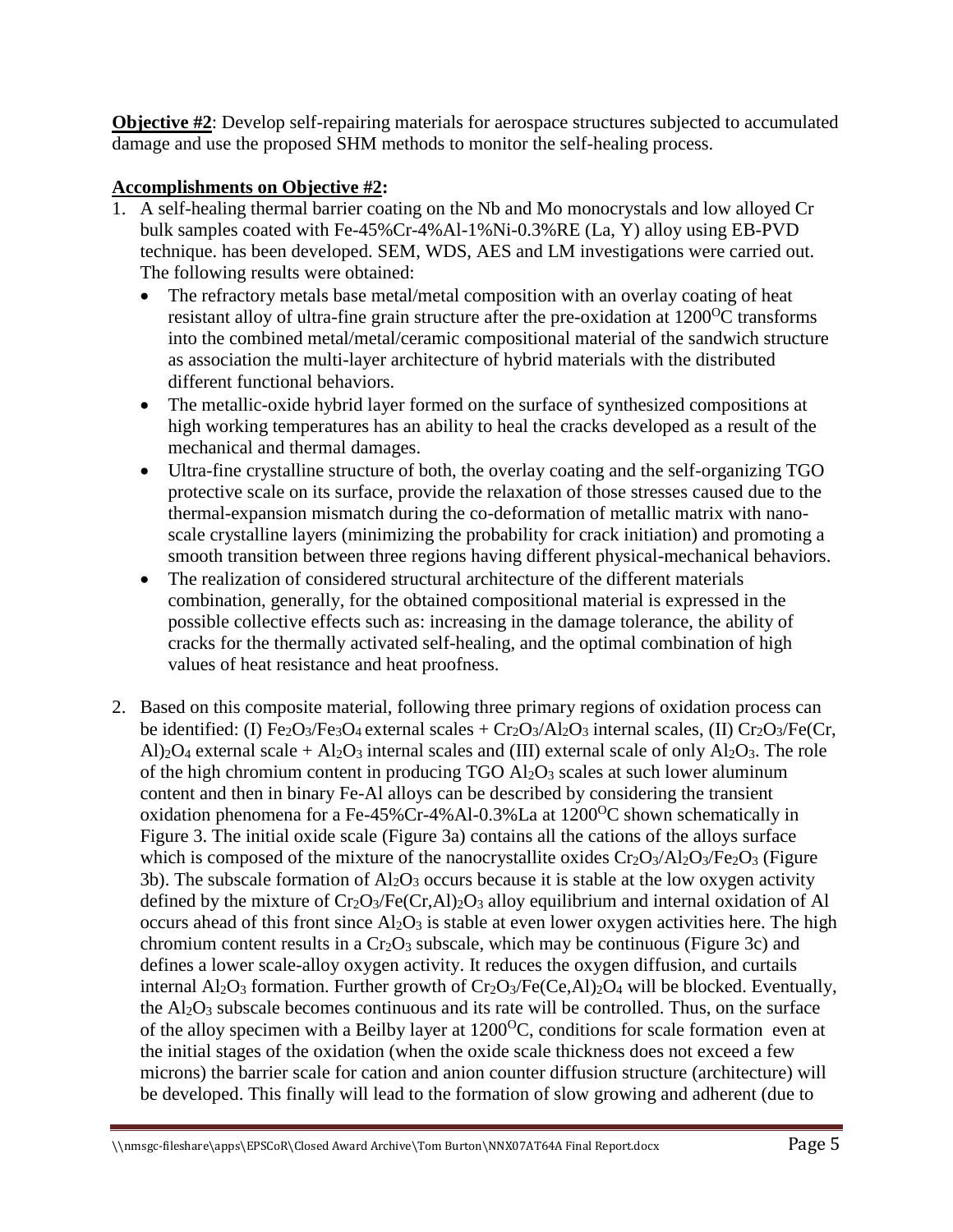**Objective #2**: Develop self-repairing materials for aerospace structures subjected to accumulated damage and use the proposed SHM methods to monitor the self-healing process.

**Accomplishments on Objective #2:**

1. A self-healing thermal barrier coating on the Nb and Mo monocrystals and low alloyed Cr bulk samples coated with Fe-45%Cr-4%Al-1%Ni-0.3%RE (La, Y) alloy using EB-PVD technique. has been developed. SEM, WDS, AES and LM investigations were carried out. The following results were obtained:
   - The refractory metals base metal/metal composition with an overlay coating of heat resistant alloy of ultra-fine grain structure after the pre-oxidation at $1200^{O}C$ transforms into the combined metal/metal/ceramic compositional material of the sandwich structure as association the multi-layer architecture of hybrid materials with the distributed different functional behaviors.
   - The metallic-oxide hybrid layer formed on the surface of synthesized compositions at high working temperatures has an ability to heal the cracks developed as a result of the mechanical and thermal damages.
   - Ultra-fine crystalline structure of both, the overlay coating and the self-organizing TGO protective scale on its surface, provide the relaxation of those stresses caused due to the thermal-expansion mismatch during the co-deformation of metallic matrix with nano-scale crystalline layers (minimizing the probability for crack initiation) and promoting a smooth transition between three regions having different physical-mechanical behaviors.
   - The realization of considered structural architecture of the different materials combination, generally, for the obtained compositional material is expressed in the possible collective effects such as: increasing in the damage tolerance, the ability of cracks for the thermally activated self-healing, and the optimal combination of high values of heat resistance and heat proofness.

2. Based on this composite material, following three primary regions of oxidation process can be identified: (I) $Fe_2O_3/Fe_3O_4$ external scales + $Cr_2O_3/Al_2O_3$ internal scales, (II) $Cr_2O_3/Fe(Cr,Al)_2O_4$ external scale + $Al_2O_3$ internal scales and (III) external scale of only $Al_2O_3$. The role of the high chromium content in producing TGO $Al_2O_3$ scales at such lower aluminum content and then in binary Fe-Al alloys can be described by considering the transient oxidation phenomena for a Fe-45%Cr-4%Al-0.3%La at $1200^{O}C$ shown schematically in Figure 3. The initial oxide scale (Figure 3a) contains all the cations of the alloys surface which is composed of the mixture of the nanocrystallite oxides $Cr_2O_3/Al_2O_3/Fe_2O_3$ (Figure 3b). The subscale formation of $Al_2O_3$ occurs because it is stable at the low oxygen activity defined by the mixture of $Cr_2O_3/Fe(Cr,Al)_2O_3$ alloy equilibrium and internal oxidation of Al occurs ahead of this front since $Al_2O_3$ is stable at even lower oxygen activities here. The high chromium content results in a $Cr_2O_3$ subscale, which may be continuous (Figure 3c) and defines a lower scale-alloy oxygen activity. It reduces the oxygen diffusion, and curtails internal $Al_2O_3$ formation. Further growth of $Cr_2O_3/Fe(Ce,Al)_2O_4$ will be blocked. Eventually, the $Al_2O_3$ subscale becomes continuous and its rate will be controlled. Thus, on the surface of the alloy specimen with a Beilby layer at $1200^{O}C$, conditions for scale formation even at the initial stages of the oxidation (when the oxide scale thickness does not exceed a few microns) the barrier scale for cation and anion counter diffusion structure (architecture) will be developed. This finally will lead to the formation of slow growing and adherent (due to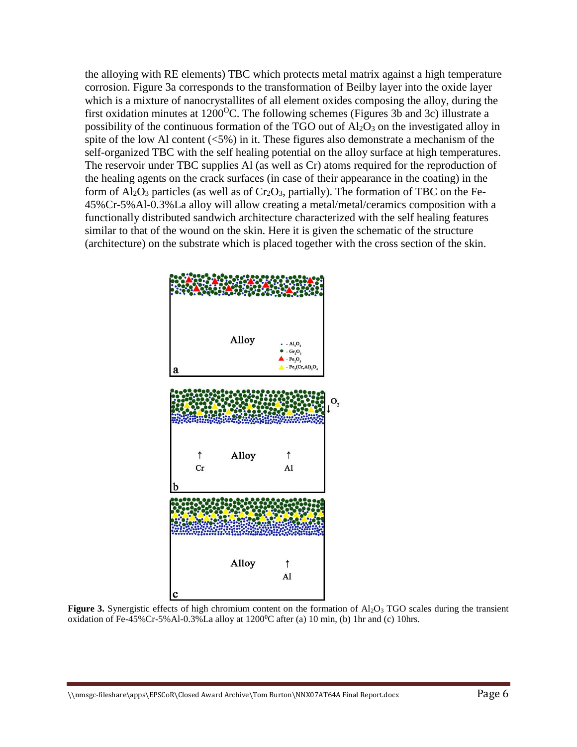the alloying with RE elements) TBC which protects metal matrix against a high temperature corrosion. Figure 3a corresponds to the transformation of Beilby layer into the oxide layer which is a mixture of nanocrystallites of all element oxides composing the alloy, during the first oxidation minutes at 1200$^O$C. The following schemes (Figures 3b and 3c) illustrate a possibility of the continuous formation of the TGO out of $Al_2O_3$ on the investigated alloy in spite of the low Al content (<5%) in it. These figures also demonstrate a mechanism of the self-organized TBC with the self healing potential on the alloy surface at high temperatures. The reservoir under TBC supplies Al (as well as Cr) atoms required for the reproduction of the healing agents on the crack surfaces (in case of their appearance in the coating) in the form of $Al_2O_3$ particles (as well as of $Cr_2O_3$, partially). The formation of TBC on the Fe-45%Cr-5%Al-0.3%La alloy will allow creating a metal/metal/ceramics composition with a functionally distributed sandwich architecture characterized with the self healing features similar to that of the wound on the skin. Here it is given the schematic of the structure (architecture) on the substrate which is placed together with the cross section of the skin.

**Figure 3.** Synergistic effects of high chromium content on the formation of $Al_2O_3$ TGO scales during the transient oxidation of Fe-45%Cr-5%Al-0.3%La alloy at 1200$^0$C after (a) 10 min, (b) 1hr and (c) 10hrs.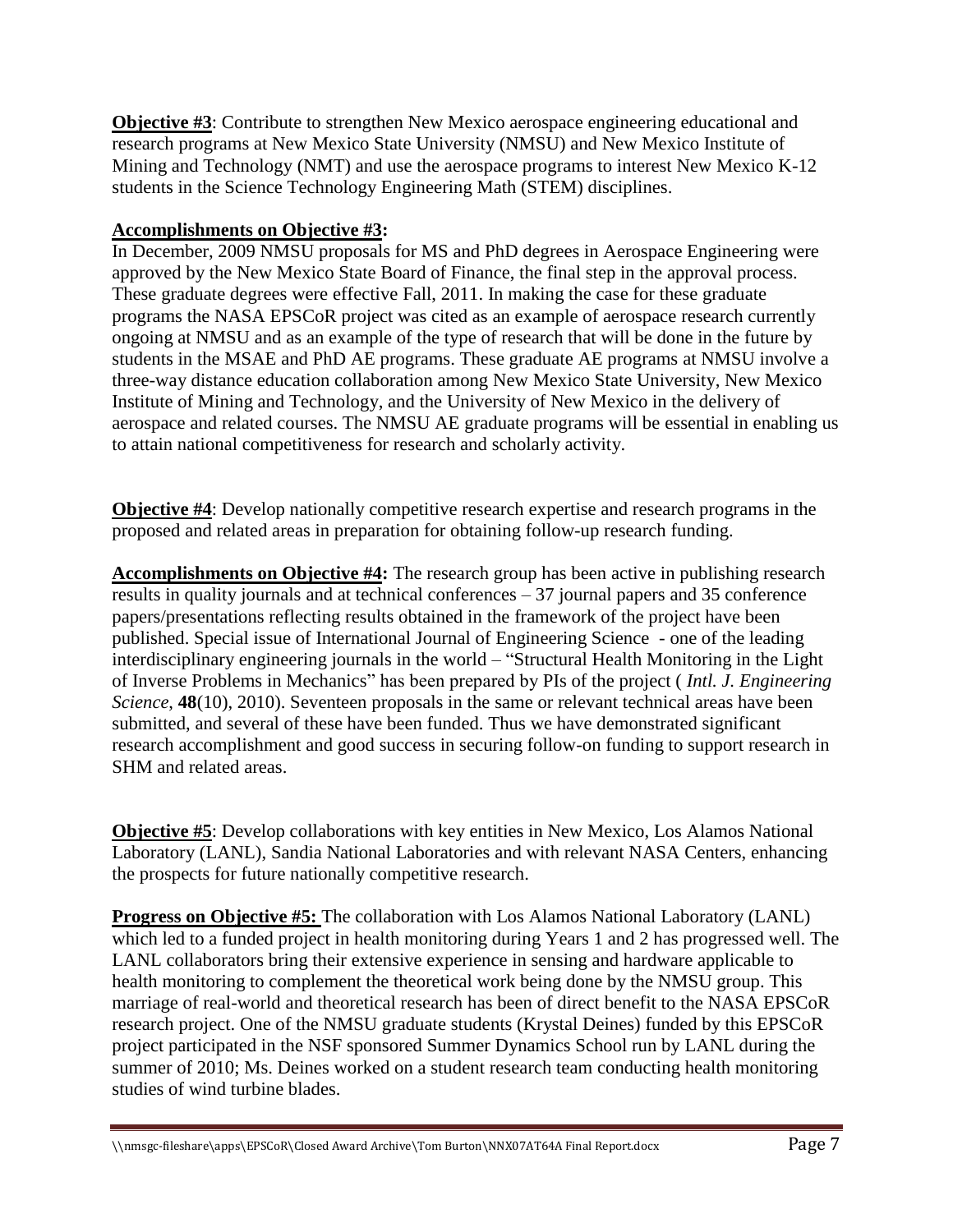**Objective #3**: Contribute to strengthen New Mexico aerospace engineering educational and research programs at New Mexico State University (NMSU) and New Mexico Institute of Mining and Technology (NMT) and use the aerospace programs to interest New Mexico K-12 students in the Science Technology Engineering Math (STEM) disciplines.

**Accomplishments on Objective #3:**

In December, 2009 NMSU proposals for MS and PhD degrees in Aerospace Engineering were approved by the New Mexico State Board of Finance, the final step in the approval process. These graduate degrees were effective Fall, 2011. In making the case for these graduate programs the NASA EPSCoR project was cited as an example of aerospace research currently ongoing at NMSU and as an example of the type of research that will be done in the future by students in the MSAE and PhD AE programs. These graduate AE programs at NMSU involve a three-way distance education collaboration among New Mexico State University, New Mexico Institute of Mining and Technology, and the University of New Mexico in the delivery of aerospace and related courses. The NMSU AE graduate programs will be essential in enabling us to attain national competitiveness for research and scholarly activity.

**Objective #4**: Develop nationally competitive research expertise and research programs in the proposed and related areas in preparation for obtaining follow-up research funding.

**Accomplishments on Objective #4:** The research group has been active in publishing research results in quality journals and at technical conferences – 37 journal papers and 35 conference papers/presentations reflecting results obtained in the framework of the project have been published. Special issue of International Journal of Engineering Science - one of the leading interdisciplinary engineering journals in the world – "Structural Health Monitoring in the Light of Inverse Problems in Mechanics" has been prepared by PIs of the project ( *Intl. J. Engineering Science*, **48**(10), 2010). Seventeen proposals in the same or relevant technical areas have been submitted, and several of these have been funded. Thus we have demonstrated significant research accomplishment and good success in securing follow-on funding to support research in SHM and related areas.

**Objective #5**: Develop collaborations with key entities in New Mexico, Los Alamos National Laboratory (LANL), Sandia National Laboratories and with relevant NASA Centers, enhancing the prospects for future nationally competitive research.

**Progress on Objective #5:** The collaboration with Los Alamos National Laboratory (LANL) which led to a funded project in health monitoring during Years 1 and 2 has progressed well. The LANL collaborators bring their extensive experience in sensing and hardware applicable to health monitoring to complement the theoretical work being done by the NMSU group. This marriage of real-world and theoretical research has been of direct benefit to the NASA EPSCoR research project. One of the NMSU graduate students (Krystal Deines) funded by this EPSCoR project participated in the NSF sponsored Summer Dynamics School run by LANL during the summer of 2010; Ms. Deines worked on a student research team conducting health monitoring studies of wind turbine blades.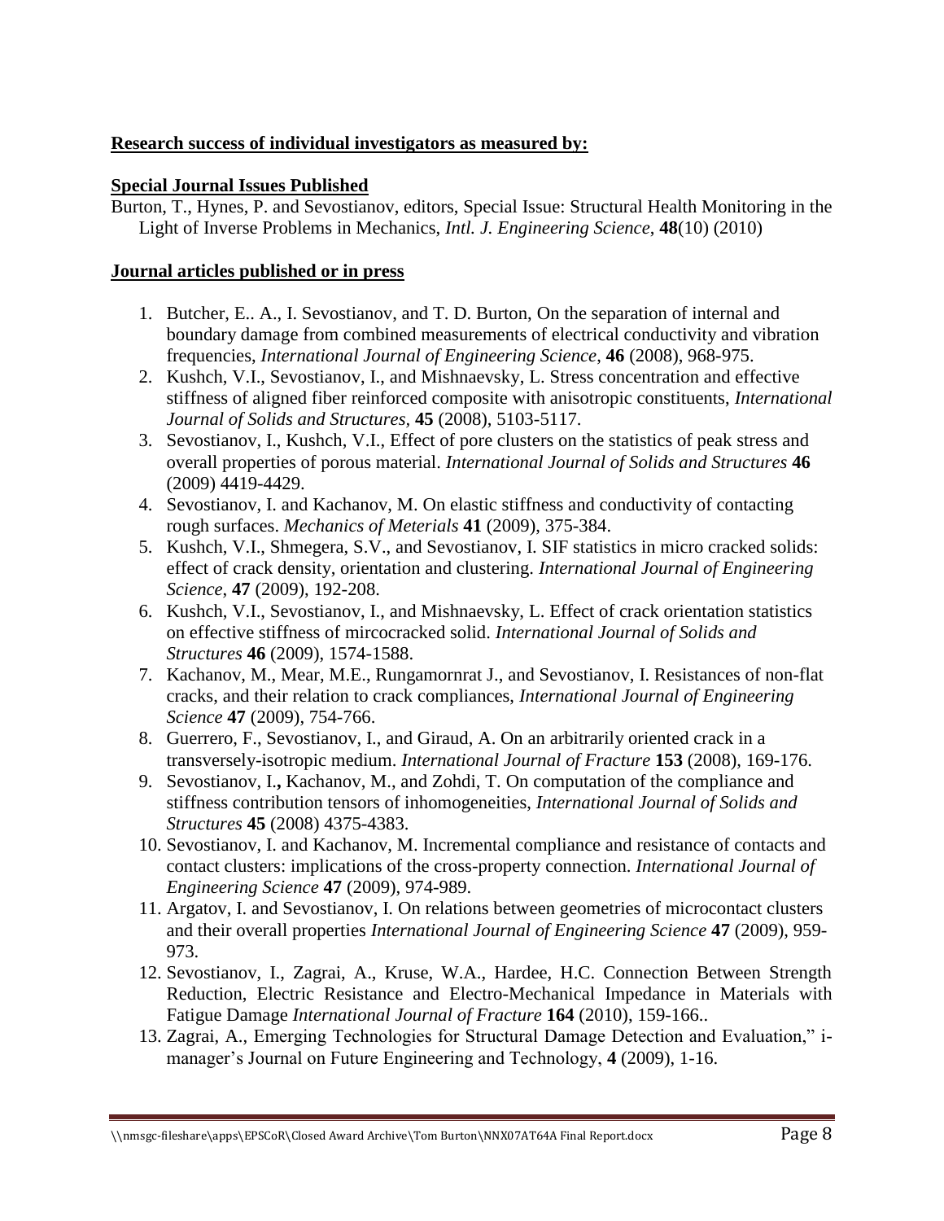**Research success of individual investigators as measured by:**

**Special Journal Issues Published**

Burton, T., Hynes, P. and Sevostianov, editors, Special Issue: Structural Health Monitoring in the Light of Inverse Problems in Mechanics, *Intl. J. Engineering Science*, **48**(10) (2010)

**Journal articles published or in press**

1. Butcher, E.. A., I. Sevostianov, and T. D. Burton, On the separation of internal and boundary damage from combined measurements of electrical conductivity and vibration frequencies, *International Journal of Engineering Science*, **46** (2008), 968-975.
2. Kushch, V.I., Sevostianov, I., and Mishnaevsky, L. Stress concentration and effective stiffness of aligned fiber reinforced composite with anisotropic constituents, *International Journal of Solids and Structures*, **45** (2008), 5103-5117.
3. Sevostianov, I., Kushch, V.I., Effect of pore clusters on the statistics of peak stress and overall properties of porous material. *International Journal of Solids and Structures* **46** (2009) 4419-4429.
4. Sevostianov, I. and Kachanov, M. On elastic stiffness and conductivity of contacting rough surfaces. *Mechanics of Meterials* **41** (2009), 375-384.
5. Kushch, V.I., Shmegera, S.V., and Sevostianov, I. SIF statistics in micro cracked solids: effect of crack density, orientation and clustering. *International Journal of Engineering Science*, **47** (2009), 192-208.
6. Kushch, V.I., Sevostianov, I., and Mishnaevsky, L. Effect of crack orientation statistics on effective stiffness of mircocracked solid. *International Journal of Solids and Structures* **46** (2009), 1574-1588.
7. Kachanov, M., Mear, M.E., Rungamornrat J., and Sevostianov, I. Resistances of non-flat cracks, and their relation to crack compliances, *International Journal of Engineering Science* **47** (2009), 754-766.
8. Guerrero, F., Sevostianov, I., and Giraud, A. On an arbitrarily oriented crack in a transversely-isotropic medium. *International Journal of Fracture* **153** (2008), 169-176.
9. Sevostianov, I.**,** Kachanov, M., and Zohdi, T. On computation of the compliance and stiffness contribution tensors of inhomogeneities, *International Journal of Solids and Structures* **45** (2008) 4375-4383.
10. Sevostianov, I. and Kachanov, M. Incremental compliance and resistance of contacts and contact clusters: implications of the cross-property connection. *International Journal of Engineering Science* **47** (2009), 974-989.
11. Argatov, I. and Sevostianov, I. On relations between geometries of microcontact clusters and their overall properties *International Journal of Engineering Science* **47** (2009), 959-973.
12. Sevostianov, I., Zagrai, A., Kruse, W.A., Hardee, H.C. Connection Between Strength Reduction, Electric Resistance and Electro-Mechanical Impedance in Materials with Fatigue Damage *International Journal of Fracture* **164** (2010), 159-166..
13. Zagrai, A., Emerging Technologies for Structural Damage Detection and Evaluation," i-manager's Journal on Future Engineering and Technology, **4** (2009), 1-16.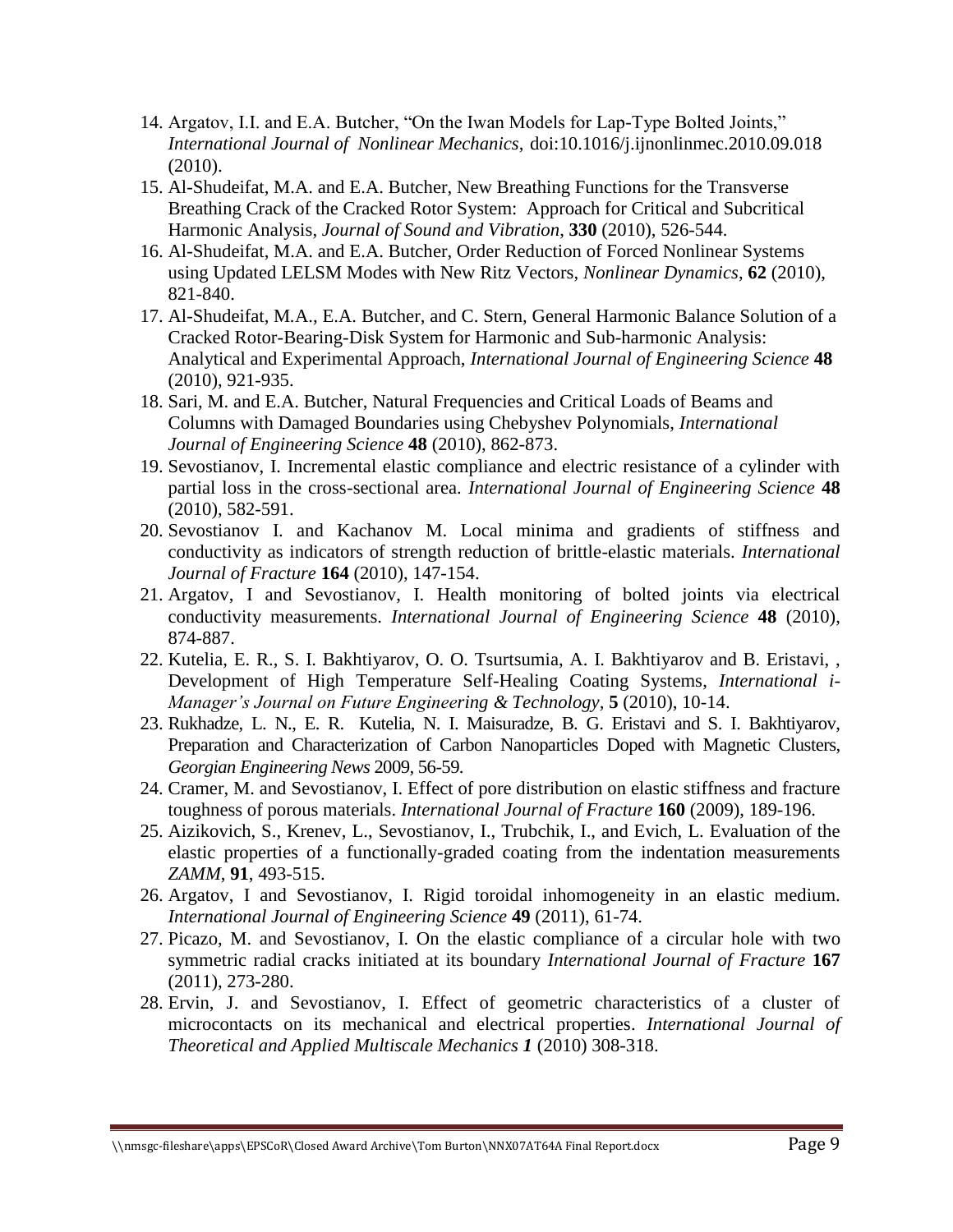14. Argatov, I.I. and E.A. Butcher, "On the Iwan Models for Lap-Type Bolted Joints," *International Journal of Nonlinear Mechanics*, doi:10.1016/j.ijnonlinmec.2010.09.018 (2010).
15. Al-Shudeifat, M.A. and E.A. Butcher, New Breathing Functions for the Transverse Breathing Crack of the Cracked Rotor System: Approach for Critical and Subcritical Harmonic Analysis, *Journal of Sound and Vibration*, **330** (2010), 526-544.
16. Al-Shudeifat, M.A. and E.A. Butcher, Order Reduction of Forced Nonlinear Systems using Updated LELSM Modes with New Ritz Vectors, *Nonlinear Dynamics*, **62** (2010), 821-840.
17. Al-Shudeifat, M.A., E.A. Butcher, and C. Stern, General Harmonic Balance Solution of a Cracked Rotor-Bearing-Disk System for Harmonic and Sub-harmonic Analysis: Analytical and Experimental Approach, *International Journal of Engineering Science* **48** (2010), 921-935.
18. Sari, M. and E.A. Butcher, Natural Frequencies and Critical Loads of Beams and Columns with Damaged Boundaries using Chebyshev Polynomials, *International Journal of Engineering Science* **48** (2010), 862-873.
19. Sevostianov, I. Incremental elastic compliance and electric resistance of a cylinder with partial loss in the cross-sectional area. *International Journal of Engineering Science* **48** (2010), 582-591.
20. Sevostianov I. and Kachanov M. Local minima and gradients of stiffness and conductivity as indicators of strength reduction of brittle-elastic materials. *International Journal of Fracture* **164** (2010), 147-154.
21. Argatov, I and Sevostianov, I. Health monitoring of bolted joints via electrical conductivity measurements. *International Journal of Engineering Science* **48** (2010), 874-887.
22. Kutelia, E. R., S. I. Bakhtiyarov, O. O. Tsurtsumia, A. I. Bakhtiyarov and B. Eristavi, , Development of High Temperature Self-Healing Coating Systems, *International i-Manager's Journal on Future Engineering & Technology*, **5** (2010), 10-14.
23. Rukhadze, L. N., E. R. Kutelia, N. I. Maisuradze, B. G. Eristavi and S. I. Bakhtiyarov, Preparation and Characterization of Carbon Nanoparticles Doped with Magnetic Clusters, *Georgian Engineering News* 2009, 56-59.
24. Cramer, M. and Sevostianov, I. Effect of pore distribution on elastic stiffness and fracture toughness of porous materials. *International Journal of Fracture* **160** (2009), 189-196.
25. Aizikovich, S., Krenev, L., Sevostianov, I., Trubchik, I., and Evich, L. Evaluation of the elastic properties of a functionally-graded coating from the indentation measurements *ZAMM*, **91**, 493-515.
26. Argatov, I and Sevostianov, I. Rigid toroidal inhomogeneity in an elastic medium. *International Journal of Engineering Science* **49** (2011), 61-74.
27. Picazo, M. and Sevostianov, I. On the elastic compliance of a circular hole with two symmetric radial cracks initiated at its boundary *International Journal of Fracture* **167** (2011), 273-280.
28. Ervin, J. and Sevostianov, I. Effect of geometric characteristics of a cluster of microcontacts on its mechanical and electrical properties. *International Journal of Theoretical and Applied Multiscale Mechanics* ***1*** (2010) 308-318.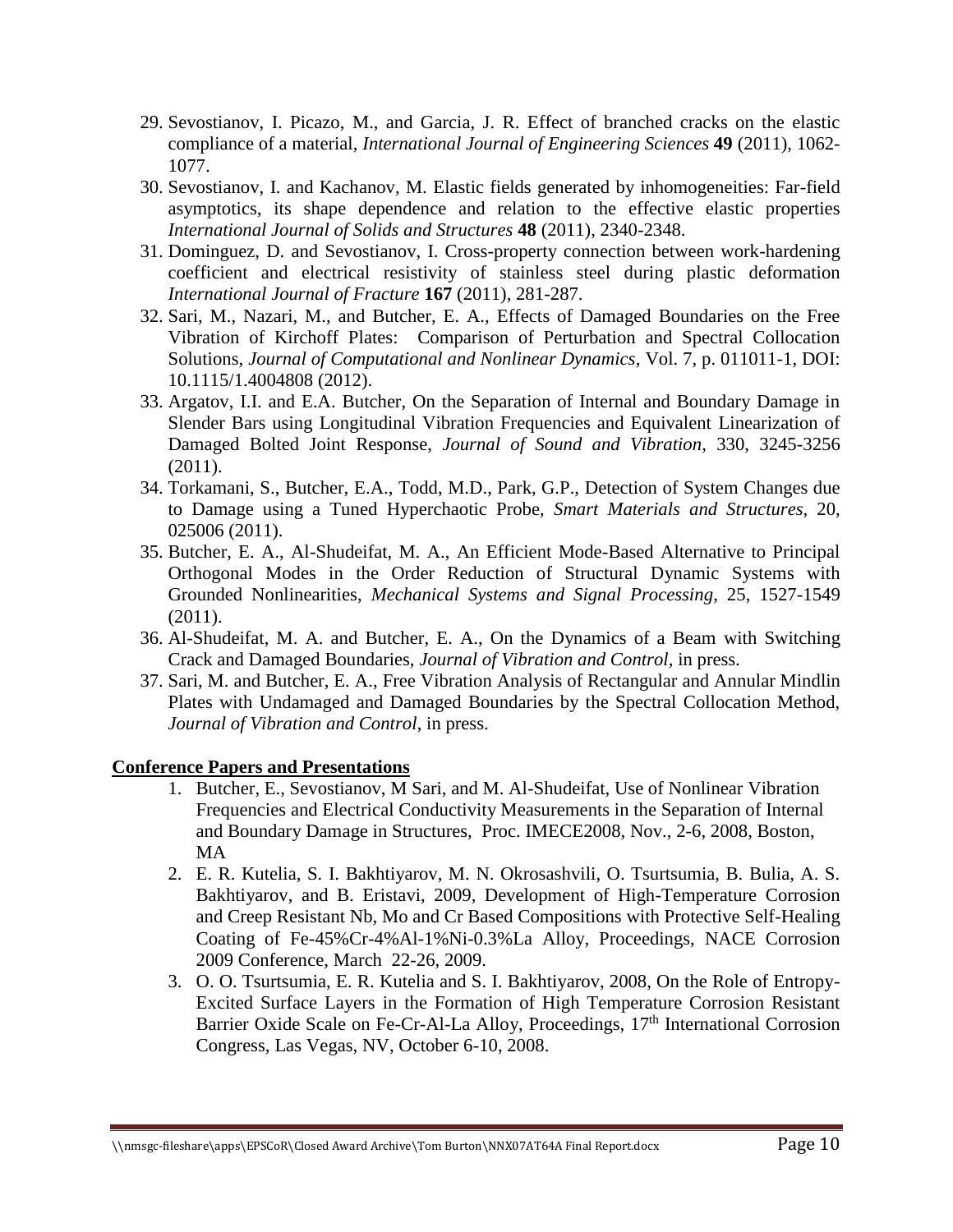29. Sevostianov, I. Picazo, M., and Garcia, J. R. Effect of branched cracks on the elastic compliance of a material, *International Journal of Engineering Sciences* **49** (2011), 1062-1077.
30. Sevostianov, I. and Kachanov, M. Elastic fields generated by inhomogeneities: Far-field asymptotics, its shape dependence and relation to the effective elastic properties *International Journal of Solids and Structures* **48** (2011), 2340-2348.
31. Dominguez, D. and Sevostianov, I. Cross-property connection between work-hardening coefficient and electrical resistivity of stainless steel during plastic deformation *International Journal of Fracture* **167** (2011), 281-287.
32. Sari, M., Nazari, M., and Butcher, E. A., Effects of Damaged Boundaries on the Free Vibration of Kirchoff Plates: Comparison of Perturbation and Spectral Collocation Solutions, *Journal of Computational and Nonlinear Dynamics*, Vol. 7, p. 011011-1, DOI: 10.1115/1.4004808 (2012).
33. Argatov, I.I. and E.A. Butcher, On the Separation of Internal and Boundary Damage in Slender Bars using Longitudinal Vibration Frequencies and Equivalent Linearization of Damaged Bolted Joint Response, *Journal of Sound and Vibration*, 330, 3245-3256 (2011).
34. Torkamani, S., Butcher, E.A., Todd, M.D., Park, G.P., Detection of System Changes due to Damage using a Tuned Hyperchaotic Probe, *Smart Materials and Structures*, 20, 025006 (2011).
35. Butcher, E. A., Al-Shudeifat, M. A., An Efficient Mode-Based Alternative to Principal Orthogonal Modes in the Order Reduction of Structural Dynamic Systems with Grounded Nonlinearities, *Mechanical Systems and Signal Processing*, 25, 1527-1549 (2011).
36. Al-Shudeifat, M. A. and Butcher, E. A., On the Dynamics of a Beam with Switching Crack and Damaged Boundaries, *Journal of Vibration and Control*, in press.
37. Sari, M. and Butcher, E. A., Free Vibration Analysis of Rectangular and Annular Mindlin Plates with Undamaged and Damaged Boundaries by the Spectral Collocation Method, *Journal of Vibration and Control*, in press.

## Conference Papers and Presentations

1. Butcher, E., Sevostianov, M Sari, and M. Al-Shudeifat, Use of Nonlinear Vibration Frequencies and Electrical Conductivity Measurements in the Separation of Internal and Boundary Damage in Structures, Proc. IMECE2008, Nov., 2-6, 2008, Boston, MA
2. E. R. Kutelia, S. I. Bakhtiyarov, M. N. Okrosashvili, O. Tsurtsumia, B. Bulia, A. S. Bakhtiyarov, and B. Eristavi, 2009, Development of High-Temperature Corrosion and Creep Resistant Nb, Mo and Cr Based Compositions with Protective Self-Healing Coating of Fe-45%Cr-4%Al-1%Ni-0.3%La Alloy, Proceedings, NACE Corrosion 2009 Conference, March 22-26, 2009.
3. O. O. Tsurtsumia, E. R. Kutelia and S. I. Bakhtiyarov, 2008, On the Role of Entropy-Excited Surface Layers in the Formation of High Temperature Corrosion Resistant Barrier Oxide Scale on Fe-Cr-Al-La Alloy, Proceedings, 17th International Corrosion Congress, Las Vegas, NV, October 6-10, 2008.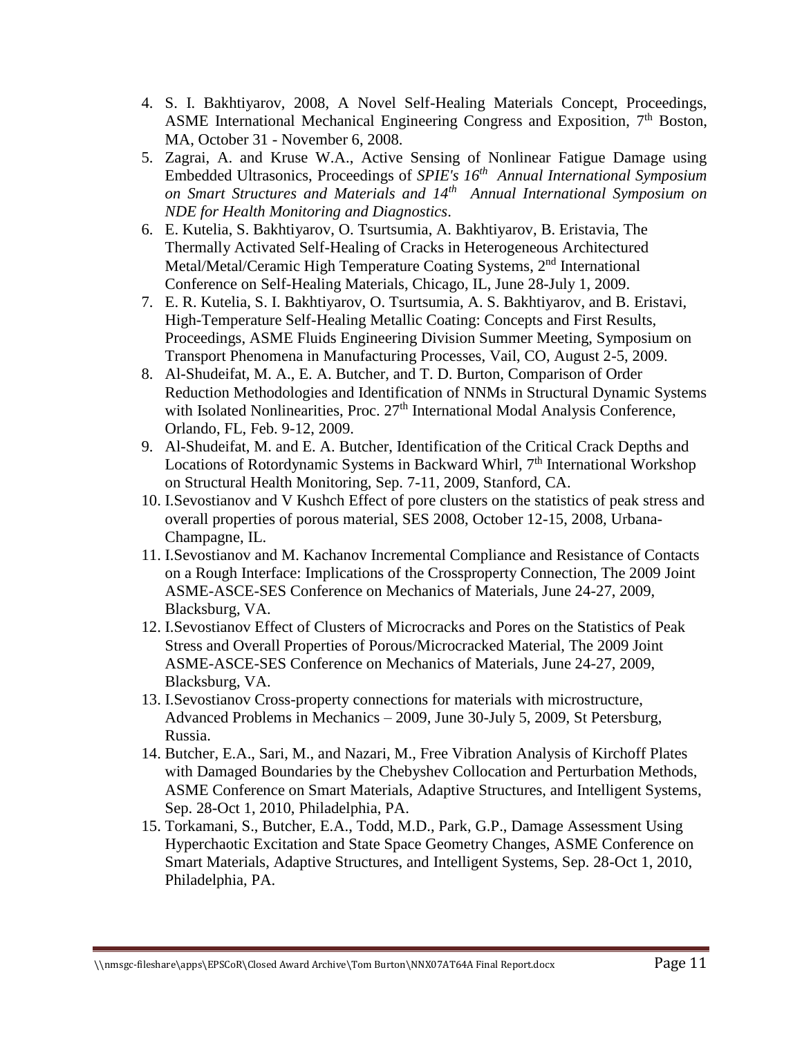4. S. I. Bakhtiyarov, 2008, A Novel Self-Healing Materials Concept, Proceedings, ASME International Mechanical Engineering Congress and Exposition, 7th Boston, MA, October 31 - November 6, 2008.
5. Zagrai, A. and Kruse W.A., Active Sensing of Nonlinear Fatigue Damage using Embedded Ultrasonics, Proceedings of *SPIE's 16th Annual International Symposium on Smart Structures and Materials and 14th Annual International Symposium on NDE for Health Monitoring and Diagnostics*.
6. E. Kutelia, S. Bakhtiyarov, O. Tsurtsumia, A. Bakhtiyarov, B. Eristavia, The Thermally Activated Self-Healing of Cracks in Heterogeneous Architectured Metal/Metal/Ceramic High Temperature Coating Systems, 2nd International Conference on Self-Healing Materials, Chicago, IL, June 28-July 1, 2009.
7. E. R. Kutelia, S. I. Bakhtiyarov, O. Tsurtsumia, A. S. Bakhtiyarov, and B. Eristavi, High-Temperature Self-Healing Metallic Coating: Concepts and First Results, Proceedings, ASME Fluids Engineering Division Summer Meeting, Symposium on Transport Phenomena in Manufacturing Processes, Vail, CO, August 2-5, 2009.
8. Al-Shudeifat, M. A., E. A. Butcher, and T. D. Burton, Comparison of Order Reduction Methodologies and Identification of NNMs in Structural Dynamic Systems with Isolated Nonlinearities, Proc. 27th International Modal Analysis Conference, Orlando, FL, Feb. 9-12, 2009.
9. Al-Shudeifat, M. and E. A. Butcher, Identification of the Critical Crack Depths and Locations of Rotordynamic Systems in Backward Whirl, 7th International Workshop on Structural Health Monitoring, Sep. 7-11, 2009, Stanford, CA.
10. I.Sevostianov and V Kushch Effect of pore clusters on the statistics of peak stress and overall properties of porous material, SES 2008, October 12-15, 2008, Urbana-Champagne, IL.
11. I.Sevostianov and M. Kachanov Incremental Compliance and Resistance of Contacts on a Rough Interface: Implications of the Crossproperty Connection, The 2009 Joint ASME-ASCE-SES Conference on Mechanics of Materials, June 24-27, 2009, Blacksburg, VA.
12. I.Sevostianov Effect of Clusters of Microcracks and Pores on the Statistics of Peak Stress and Overall Properties of Porous/Microcracked Material, The 2009 Joint ASME-ASCE-SES Conference on Mechanics of Materials, June 24-27, 2009, Blacksburg, VA.
13. I.Sevostianov Cross-property connections for materials with microstructure, Advanced Problems in Mechanics – 2009, June 30-July 5, 2009, St Petersburg, Russia.
14. Butcher, E.A., Sari, M., and Nazari, M., Free Vibration Analysis of Kirchoff Plates with Damaged Boundaries by the Chebyshev Collocation and Perturbation Methods, ASME Conference on Smart Materials, Adaptive Structures, and Intelligent Systems, Sep. 28-Oct 1, 2010, Philadelphia, PA.
15. Torkamani, S., Butcher, E.A., Todd, M.D., Park, G.P., Damage Assessment Using Hyperchaotic Excitation and State Space Geometry Changes, ASME Conference on Smart Materials, Adaptive Structures, and Intelligent Systems, Sep. 28-Oct 1, 2010, Philadelphia, PA.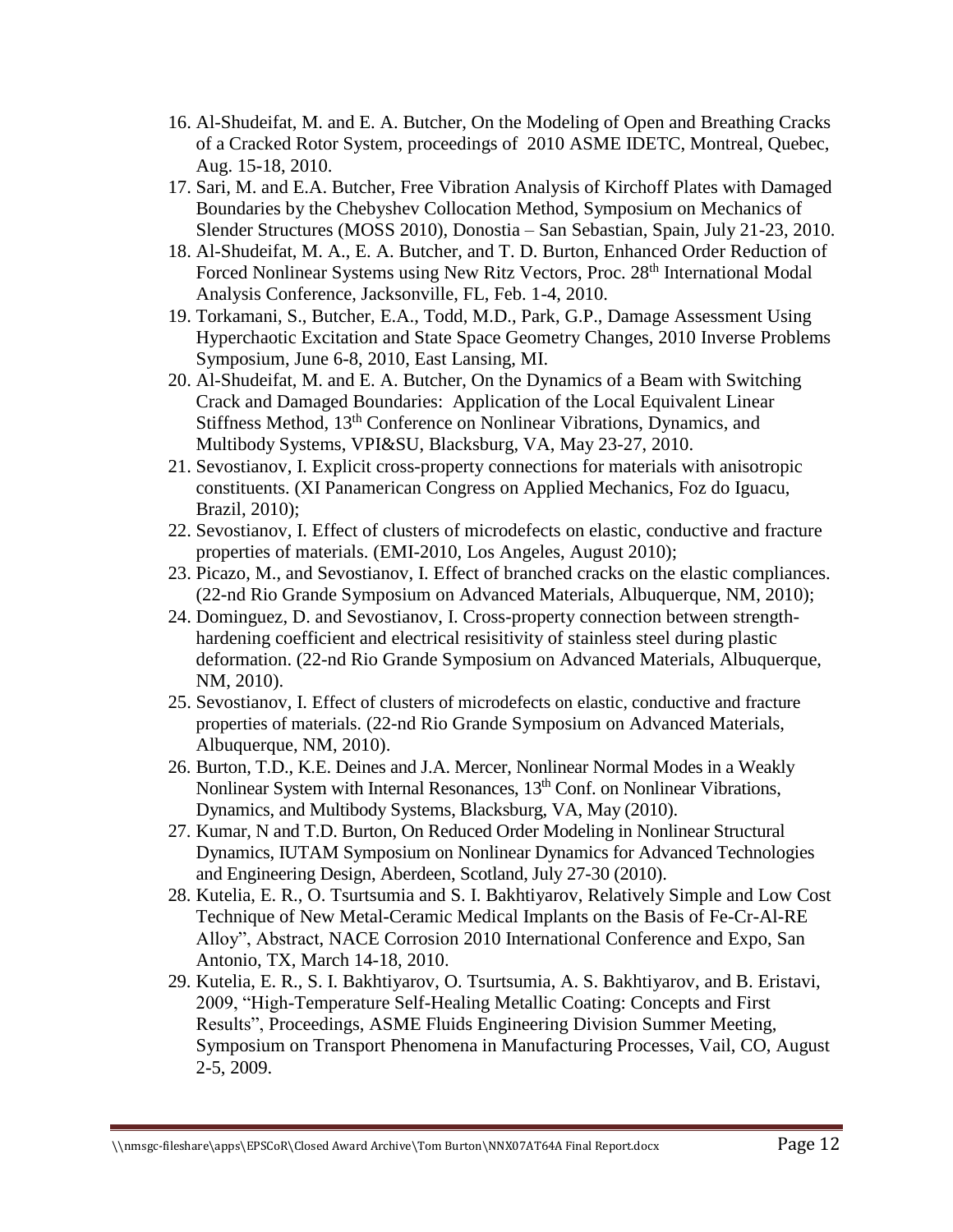16. Al-Shudeifat, M. and E. A. Butcher, On the Modeling of Open and Breathing Cracks of a Cracked Rotor System, proceedings of 2010 ASME IDETC, Montreal, Quebec, Aug. 15-18, 2010.
17. Sari, M. and E.A. Butcher, Free Vibration Analysis of Kirchoff Plates with Damaged Boundaries by the Chebyshev Collocation Method, Symposium on Mechanics of Slender Structures (MOSS 2010), Donostia – San Sebastian, Spain, July 21-23, 2010.
18. Al-Shudeifat, M. A., E. A. Butcher, and T. D. Burton, Enhanced Order Reduction of Forced Nonlinear Systems using New Ritz Vectors, Proc. 28th International Modal Analysis Conference, Jacksonville, FL, Feb. 1-4, 2010.
19. Torkamani, S., Butcher, E.A., Todd, M.D., Park, G.P., Damage Assessment Using Hyperchaotic Excitation and State Space Geometry Changes, 2010 Inverse Problems Symposium, June 6-8, 2010, East Lansing, MI.
20. Al-Shudeifat, M. and E. A. Butcher, On the Dynamics of a Beam with Switching Crack and Damaged Boundaries: Application of the Local Equivalent Linear Stiffness Method, 13th Conference on Nonlinear Vibrations, Dynamics, and Multibody Systems, VPI&SU, Blacksburg, VA, May 23-27, 2010.
21. Sevostianov, I. Explicit cross-property connections for materials with anisotropic constituents. (XI Panamerican Congress on Applied Mechanics, Foz do Iguacu, Brazil, 2010);
22. Sevostianov, I. Effect of clusters of microdefects on elastic, conductive and fracture properties of materials. (EMI-2010, Los Angeles, August 2010);
23. Picazo, M., and Sevostianov, I. Effect of branched cracks on the elastic compliances. (22-nd Rio Grande Symposium on Advanced Materials, Albuquerque, NM, 2010);
24. Dominguez, D. and Sevostianov, I. Cross-property connection between strength-hardening coefficient and electrical resisitivity of stainless steel during plastic deformation. (22-nd Rio Grande Symposium on Advanced Materials, Albuquerque, NM, 2010).
25. Sevostianov, I. Effect of clusters of microdefects on elastic, conductive and fracture properties of materials. (22-nd Rio Grande Symposium on Advanced Materials, Albuquerque, NM, 2010).
26. Burton, T.D., K.E. Deines and J.A. Mercer, Nonlinear Normal Modes in a Weakly Nonlinear System with Internal Resonances, 13th Conf. on Nonlinear Vibrations, Dynamics, and Multibody Systems, Blacksburg, VA, May (2010).
27. Kumar, N and T.D. Burton, On Reduced Order Modeling in Nonlinear Structural Dynamics, IUTAM Symposium on Nonlinear Dynamics for Advanced Technologies and Engineering Design, Aberdeen, Scotland, July 27-30 (2010).
28. Kutelia, E. R., O. Tsurtsumia and S. I. Bakhtiyarov, Relatively Simple and Low Cost Technique of New Metal-Ceramic Medical Implants on the Basis of Fe-Cr-Al-RE Alloy", Abstract, NACE Corrosion 2010 International Conference and Expo, San Antonio, TX, March 14-18, 2010.
29. Kutelia, E. R., S. I. Bakhtiyarov, O. Tsurtsumia, A. S. Bakhtiyarov, and B. Eristavi, 2009, "High-Temperature Self-Healing Metallic Coating: Concepts and First Results", Proceedings, ASME Fluids Engineering Division Summer Meeting, Symposium on Transport Phenomena in Manufacturing Processes, Vail, CO, August 2-5, 2009.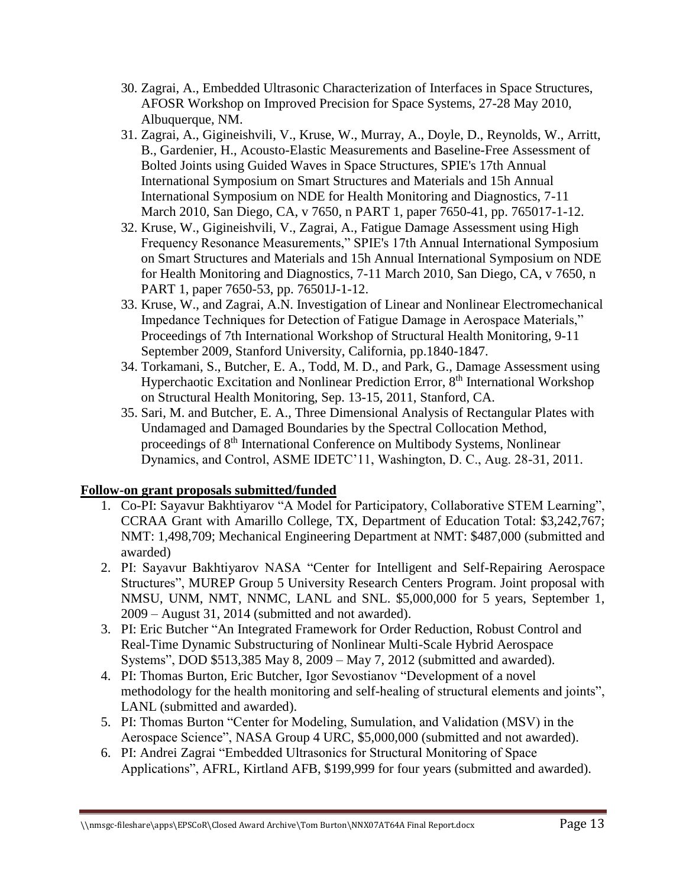30. Zagrai, A., Embedded Ultrasonic Characterization of Interfaces in Space Structures, AFOSR Workshop on Improved Precision for Space Systems, 27-28 May 2010, Albuquerque, NM.
31. Zagrai, A., Gigineishvili, V., Kruse, W., Murray, A., Doyle, D., Reynolds, W., Arritt, B., Gardenier, H., Acousto-Elastic Measurements and Baseline-Free Assessment of Bolted Joints using Guided Waves in Space Structures, SPIE's 17th Annual International Symposium on Smart Structures and Materials and 15h Annual International Symposium on NDE for Health Monitoring and Diagnostics, 7-11 March 2010, San Diego, CA, v 7650, n PART 1, paper 7650-41, pp. 765017-1-12.
32. Kruse, W., Gigineishvili, V., Zagrai, A., Fatigue Damage Assessment using High Frequency Resonance Measurements," SPIE's 17th Annual International Symposium on Smart Structures and Materials and 15h Annual International Symposium on NDE for Health Monitoring and Diagnostics, 7-11 March 2010, San Diego, CA, v 7650, n PART 1, paper 7650-53, pp. 76501J-1-12.
33. Kruse, W., and Zagrai, A.N. Investigation of Linear and Nonlinear Electromechanical Impedance Techniques for Detection of Fatigue Damage in Aerospace Materials," Proceedings of 7th International Workshop of Structural Health Monitoring, 9-11 September 2009, Stanford University, California, pp.1840-1847.
34. Torkamani, S., Butcher, E. A., Todd, M. D., and Park, G., Damage Assessment using Hyperchaotic Excitation and Nonlinear Prediction Error, 8th International Workshop on Structural Health Monitoring, Sep. 13-15, 2011, Stanford, CA.
35. Sari, M. and Butcher, E. A., Three Dimensional Analysis of Rectangular Plates with Undamaged and Damaged Boundaries by the Spectral Collocation Method, proceedings of 8th International Conference on Multibody Systems, Nonlinear Dynamics, and Control, ASME IDETC'11, Washington, D. C., Aug. 28-31, 2011.

**Follow-on grant proposals submitted/funded**

1. Co-PI: Sayavur Bakhtiyarov "A Model for Participatory, Collaborative STEM Learning", CCRAA Grant with Amarillo College, TX, Department of Education Total: $3,242,767; NMT: 1,498,709; Mechanical Engineering Department at NMT: $487,000 (submitted and awarded)
2. PI: Sayavur Bakhtiyarov NASA "Center for Intelligent and Self-Repairing Aerospace Structures", MUREP Group 5 University Research Centers Program. Joint proposal with NMSU, UNM, NMT, NNMC, LANL and SNL. $5,000,000 for 5 years, September 1, 2009 – August 31, 2014 (submitted and not awarded).
3. PI: Eric Butcher "An Integrated Framework for Order Reduction, Robust Control and Real-Time Dynamic Substructuring of Nonlinear Multi-Scale Hybrid Aerospace Systems", DOD $513,385 May 8, 2009 – May 7, 2012 (submitted and awarded).
4. PI: Thomas Burton, Eric Butcher, Igor Sevostianov "Development of a novel methodology for the health monitoring and self-healing of structural elements and joints", LANL (submitted and awarded).
5. PI: Thomas Burton "Center for Modeling, Sumulation, and Validation (MSV) in the Aerospace Science", NASA Group 4 URC, $5,000,000 (submitted and not awarded).
6. PI: Andrei Zagrai "Embedded Ultrasonics for Structural Monitoring of Space Applications", AFRL, Kirtland AFB, $199,999 for four years (submitted and awarded).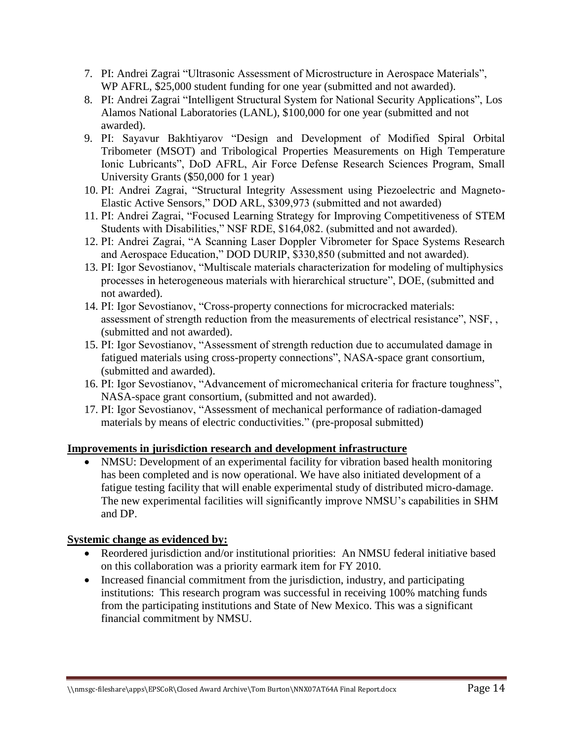7. PI: Andrei Zagrai "Ultrasonic Assessment of Microstructure in Aerospace Materials", WP AFRL, $25,000 student funding for one year (submitted and not awarded).
8. PI: Andrei Zagrai "Intelligent Structural System for National Security Applications", Los Alamos National Laboratories (LANL), $100,000 for one year (submitted and not awarded).
9. PI: Sayavur Bakhtiyarov "Design and Development of Modified Spiral Orbital Tribometer (MSOT) and Tribological Properties Measurements on High Temperature Ionic Lubricants", DoD AFRL, Air Force Defense Research Sciences Program, Small University Grants ($50,000 for 1 year)
10. PI: Andrei Zagrai, "Structural Integrity Assessment using Piezoelectric and Magneto-Elastic Active Sensors," DOD ARL, $309,973 (submitted and not awarded)
11. PI: Andrei Zagrai, "Focused Learning Strategy for Improving Competitiveness of STEM Students with Disabilities," NSF RDE, $164,082. (submitted and not awarded).
12. PI: Andrei Zagrai, "A Scanning Laser Doppler Vibrometer for Space Systems Research and Aerospace Education," DOD DURIP, $330,850 (submitted and not awarded).
13. PI: Igor Sevostianov, "Multiscale materials characterization for modeling of multiphysics processes in heterogeneous materials with hierarchical structure", DOE, (submitted and not awarded).
14. PI: Igor Sevostianov, "Cross-property connections for microcracked materials: assessment of strength reduction from the measurements of electrical resistance", NSF, , (submitted and not awarded).
15. PI: Igor Sevostianov, "Assessment of strength reduction due to accumulated damage in fatigued materials using cross-property connections", NASA-space grant consortium, (submitted and awarded).
16. PI: Igor Sevostianov, "Advancement of micromechanical criteria for fracture toughness", NASA-space grant consortium, (submitted and not awarded).
17. PI: Igor Sevostianov, "Assessment of mechanical performance of radiation-damaged materials by means of electric conductivities." (pre-proposal submitted)

**Improvements in jurisdiction research and development infrastructure**

- NMSU: Development of an experimental facility for vibration based health monitoring has been completed and is now operational. We have also initiated development of a fatigue testing facility that will enable experimental study of distributed micro-damage. The new experimental facilities will significantly improve NMSU's capabilities in SHM and DP.

**Systemic change as evidenced by:**

- Reordered jurisdiction and/or institutional priorities: An NMSU federal initiative based on this collaboration was a priority earmark item for FY 2010.
- Increased financial commitment from the jurisdiction, industry, and participating institutions: This research program was successful in receiving 100% matching funds from the participating institutions and State of New Mexico. This was a significant financial commitment by NMSU.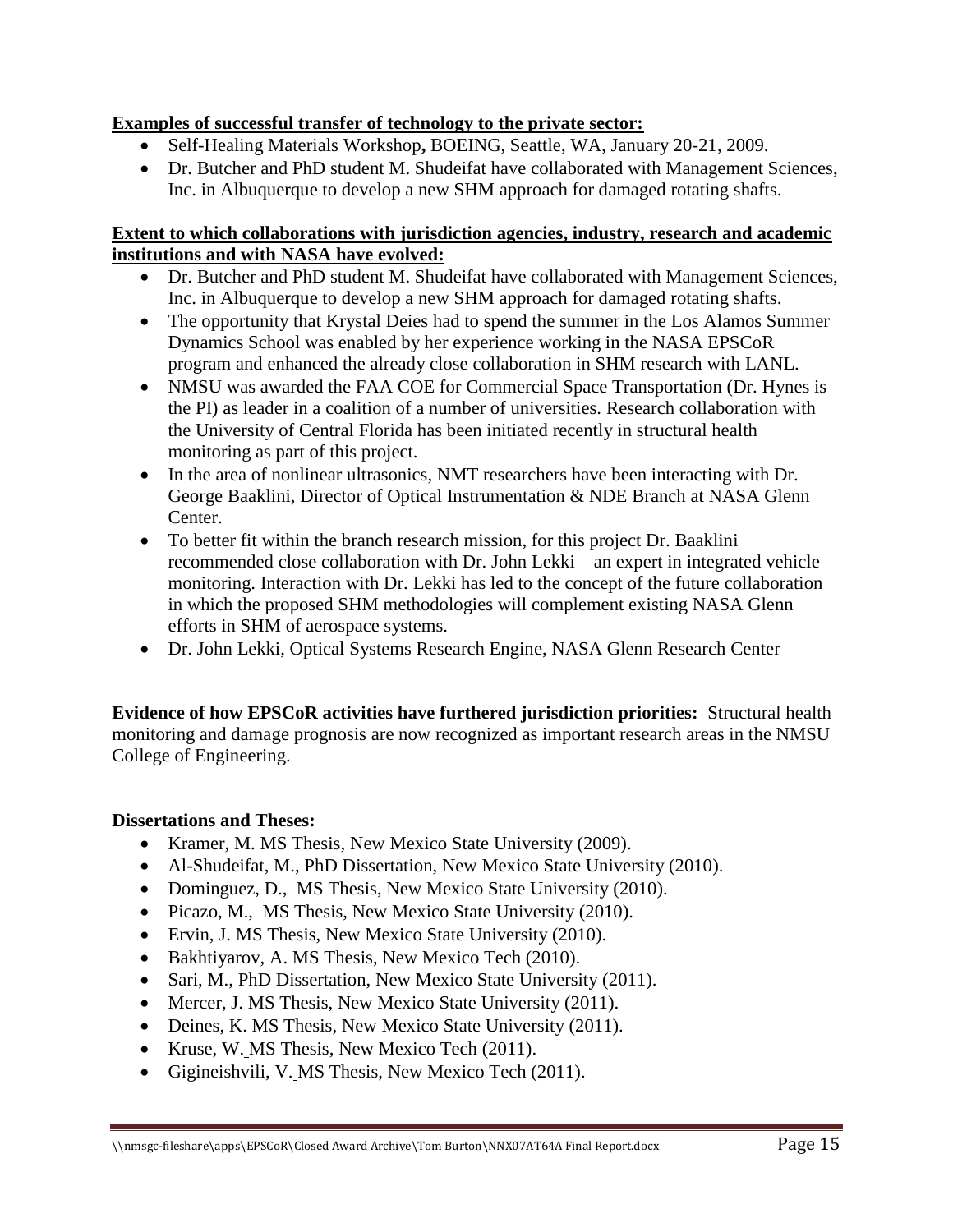**Examples of successful transfer of technology to the private sector:**

- Self-Healing Materials Workshop**,** BOEING, Seattle, WA, January 20-21, 2009.
- Dr. Butcher and PhD student M. Shudeifat have collaborated with Management Sciences, Inc. in Albuquerque to develop a new SHM approach for damaged rotating shafts.

**Extent to which collaborations with jurisdiction agencies, industry, research and academic institutions and with NASA have evolved:**

- Dr. Butcher and PhD student M. Shudeifat have collaborated with Management Sciences, Inc. in Albuquerque to develop a new SHM approach for damaged rotating shafts.
- The opportunity that Krystal Deies had to spend the summer in the Los Alamos Summer Dynamics School was enabled by her experience working in the NASA EPSCoR program and enhanced the already close collaboration in SHM research with LANL.
- NMSU was awarded the FAA COE for Commercial Space Transportation (Dr. Hynes is the PI) as leader in a coalition of a number of universities. Research collaboration with the University of Central Florida has been initiated recently in structural health monitoring as part of this project.
- In the area of nonlinear ultrasonics, NMT researchers have been interacting with Dr. George Baaklini, Director of Optical Instrumentation & NDE Branch at NASA Glenn Center.
- To better fit within the branch research mission, for this project Dr. Baaklini recommended close collaboration with Dr. John Lekki – an expert in integrated vehicle monitoring. Interaction with Dr. Lekki has led to the concept of the future collaboration in which the proposed SHM methodologies will complement existing NASA Glenn efforts in SHM of aerospace systems.
- Dr. John Lekki, Optical Systems Research Engine, NASA Glenn Research Center

**Evidence of how EPSCoR activities have furthered jurisdiction priorities:** Structural health monitoring and damage prognosis are now recognized as important research areas in the NMSU College of Engineering.

**Dissertations and Theses:**

- Kramer, M. MS Thesis, New Mexico State University (2009).
- Al-Shudeifat, M., PhD Dissertation, New Mexico State University (2010).
- Dominguez, D., MS Thesis, New Mexico State University (2010).
- Picazo, M., MS Thesis, New Mexico State University (2010).
- Ervin, J. MS Thesis, New Mexico State University (2010).
- Bakhtiyarov, A. MS Thesis, New Mexico Tech (2010).
- Sari, M., PhD Dissertation, New Mexico State University (2011).
- Mercer, J. MS Thesis, New Mexico State University (2011).
- Deines, K. MS Thesis, New Mexico State University (2011).
- Kruse, W. MS Thesis, New Mexico Tech (2011).
- Gigineishvili, V. MS Thesis, New Mexico Tech (2011).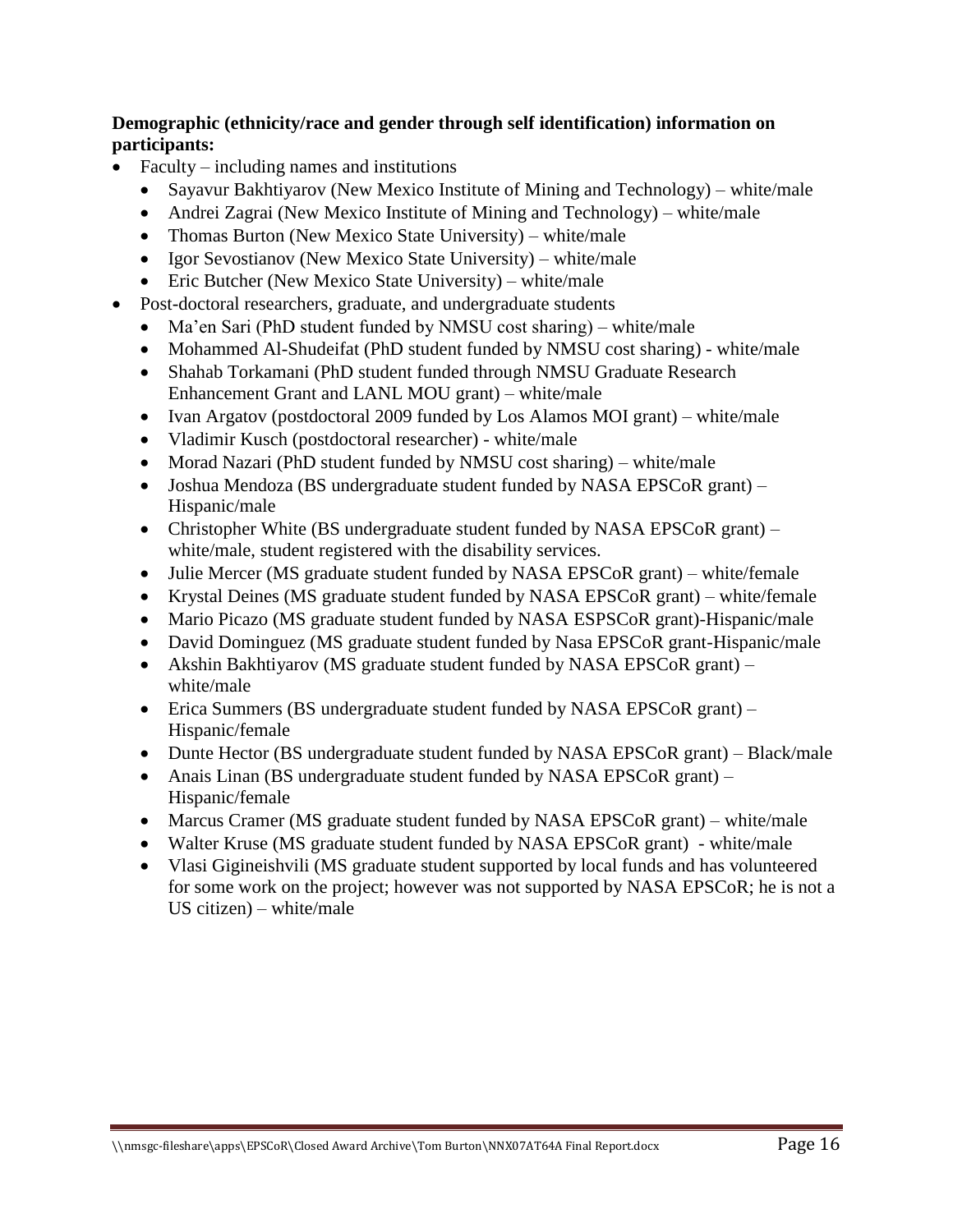**Demographic (ethnicity/race and gender through self identification) information on participants:**

- Faculty – including names and institutions
  - Sayavur Bakhtiyarov (New Mexico Institute of Mining and Technology) – white/male
  - Andrei Zagrai (New Mexico Institute of Mining and Technology) – white/male
  - Thomas Burton (New Mexico State University) – white/male
  - Igor Sevostianov (New Mexico State University) – white/male
  - Eric Butcher (New Mexico State University) – white/male
- Post-doctoral researchers, graduate, and undergraduate students
  - Ma'en Sari (PhD student funded by NMSU cost sharing) – white/male
  - Mohammed Al-Shudeifat (PhD student funded by NMSU cost sharing) - white/male
  - Shahab Torkamani (PhD student funded through NMSU Graduate Research Enhancement Grant and LANL MOU grant) – white/male
  - Ivan Argatov (postdoctoral 2009 funded by Los Alamos MOI grant) – white/male
  - Vladimir Kusch (postdoctoral researcher) - white/male
  - Morad Nazari (PhD student funded by NMSU cost sharing) – white/male
  - Joshua Mendoza (BS undergraduate student funded by NASA EPSCoR grant) – Hispanic/male
  - Christopher White (BS undergraduate student funded by NASA EPSCoR grant) – white/male, student registered with the disability services.
  - Julie Mercer (MS graduate student funded by NASA EPSCoR grant) – white/female
  - Krystal Deines (MS graduate student funded by NASA EPSCoR grant) – white/female
  - Mario Picazo (MS graduate student funded by NASA ESPSCoR grant)-Hispanic/male
  - David Dominguez (MS graduate student funded by Nasa EPSCoR grant-Hispanic/male
  - Akshin Bakhtiyarov (MS graduate student funded by NASA EPSCoR grant) – white/male
  - Erica Summers (BS undergraduate student funded by NASA EPSCoR grant) – Hispanic/female
  - Dunte Hector (BS undergraduate student funded by NASA EPSCoR grant) – Black/male
  - Anais Linan (BS undergraduate student funded by NASA EPSCoR grant) – Hispanic/female
  - Marcus Cramer (MS graduate student funded by NASA EPSCoR grant) – white/male
  - Walter Kruse (MS graduate student funded by NASA EPSCoR grant) - white/male
  - Vlasi Gigineishvili (MS graduate student supported by local funds and has volunteered for some work on the project; however was not supported by NASA EPSCoR; he is not a US citizen) – white/male